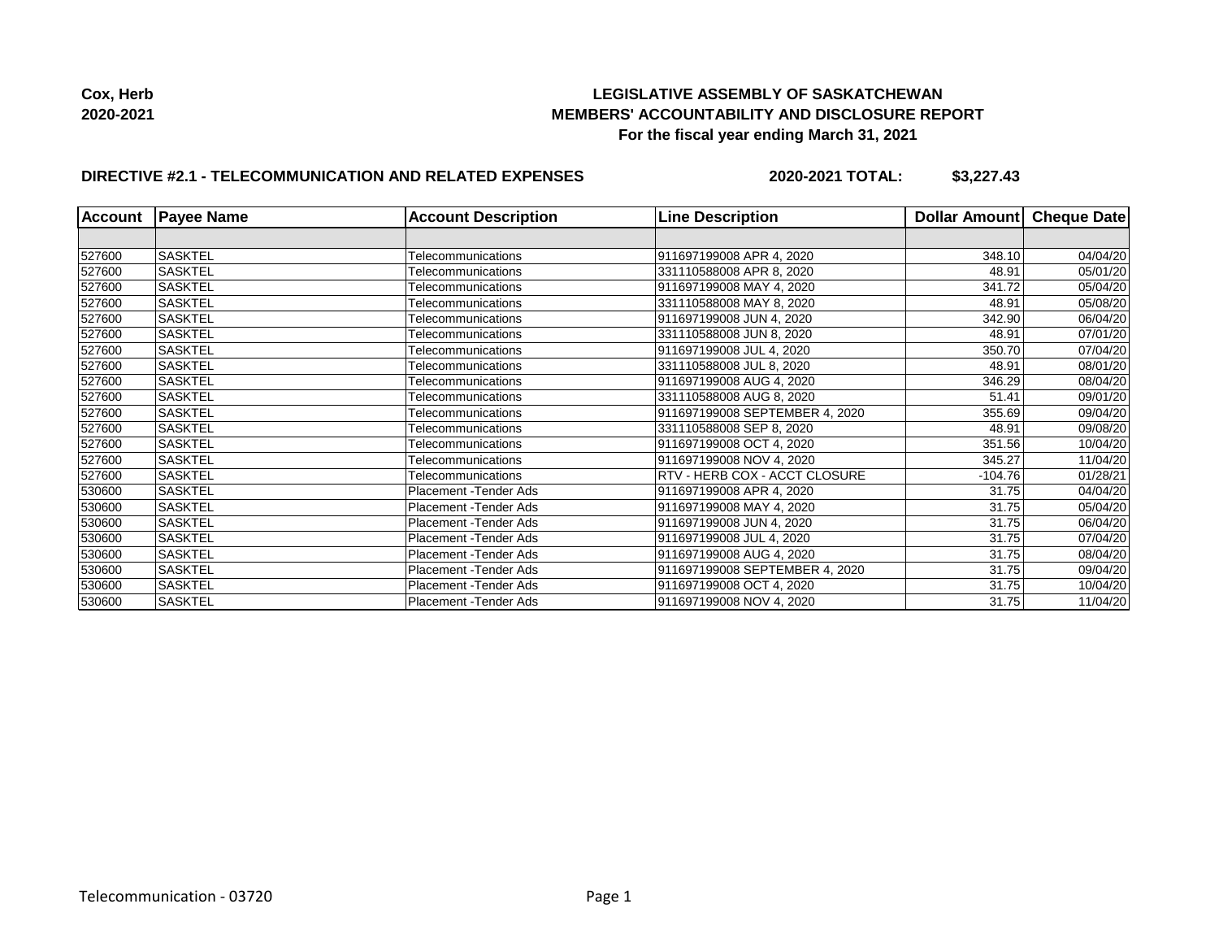**Cox, Herb**
**2020-2021**

# LEGISLATIVE ASSEMBLY OF SASKATCHEWAN
## MEMBERS' ACCOUNTABILITY AND DISCLOSURE REPORT
### For the fiscal year ending March 31, 2021

**DIRECTIVE #2.1 - TELECOMMUNICATION AND RELATED EXPENSES** **2020-2021 TOTAL: $3,227.43**

| Account | Payee Name | Account Description | Line Description | Dollar Amount | Cheque Date |
|---|---|---|---|---|---|
| | | | | | |
| 527600 | SASKTEL | Telecommunications | 911697199008 APR 4, 2020 | 348.10 | 04/04/20 |
| 527600 | SASKTEL | Telecommunications | 331110588008 APR 8, 2020 | 48.91 | 05/01/20 |
| 527600 | SASKTEL | Telecommunications | 911697199008 MAY 4, 2020 | 341.72 | 05/04/20 |
| 527600 | SASKTEL | Telecommunications | 331110588008 MAY 8, 2020 | 48.91 | 05/08/20 |
| 527600 | SASKTEL | Telecommunications | 911697199008 JUN 4, 2020 | 342.90 | 06/04/20 |
| 527600 | SASKTEL | Telecommunications | 331110588008 JUN 8, 2020 | 48.91 | 07/01/20 |
| 527600 | SASKTEL | Telecommunications | 911697199008 JUL 4, 2020 | 350.70 | 07/04/20 |
| 527600 | SASKTEL | Telecommunications | 331110588008 JUL 8, 2020 | 48.91 | 08/01/20 |
| 527600 | SASKTEL | Telecommunications | 911697199008 AUG 4, 2020 | 346.29 | 08/04/20 |
| 527600 | SASKTEL | Telecommunications | 331110588008 AUG 8, 2020 | 51.41 | 09/01/20 |
| 527600 | SASKTEL | Telecommunications | 911697199008 SEPTEMBER 4, 2020 | 355.69 | 09/04/20 |
| 527600 | SASKTEL | Telecommunications | 331110588008 SEP 8, 2020 | 48.91 | 09/08/20 |
| 527600 | SASKTEL | Telecommunications | 911697199008 OCT 4, 2020 | 351.56 | 10/04/20 |
| 527600 | SASKTEL | Telecommunications | 911697199008 NOV 4, 2020 | 345.27 | 11/04/20 |
| 527600 | SASKTEL | Telecommunications | RTV - HERB COX - ACCT CLOSURE | -104.76 | 01/28/21 |
| 530600 | SASKTEL | Placement -Tender Ads | 911697199008 APR 4, 2020 | 31.75 | 04/04/20 |
| 530600 | SASKTEL | Placement -Tender Ads | 911697199008 MAY 4, 2020 | 31.75 | 05/04/20 |
| 530600 | SASKTEL | Placement -Tender Ads | 911697199008 JUN 4, 2020 | 31.75 | 06/04/20 |
| 530600 | SASKTEL | Placement -Tender Ads | 911697199008 JUL 4, 2020 | 31.75 | 07/04/20 |
| 530600 | SASKTEL | Placement -Tender Ads | 911697199008 AUG 4, 2020 | 31.75 | 08/04/20 |
| 530600 | SASKTEL | Placement -Tender Ads | 911697199008 SEPTEMBER 4, 2020 | 31.75 | 09/04/20 |
| 530600 | SASKTEL | Placement -Tender Ads | 911697199008 OCT 4, 2020 | 31.75 | 10/04/20 |
| 530600 | SASKTEL | Placement -Tender Ads | 911697199008 NOV 4, 2020 | 31.75 | 11/04/20 |

Telecommunication - 03720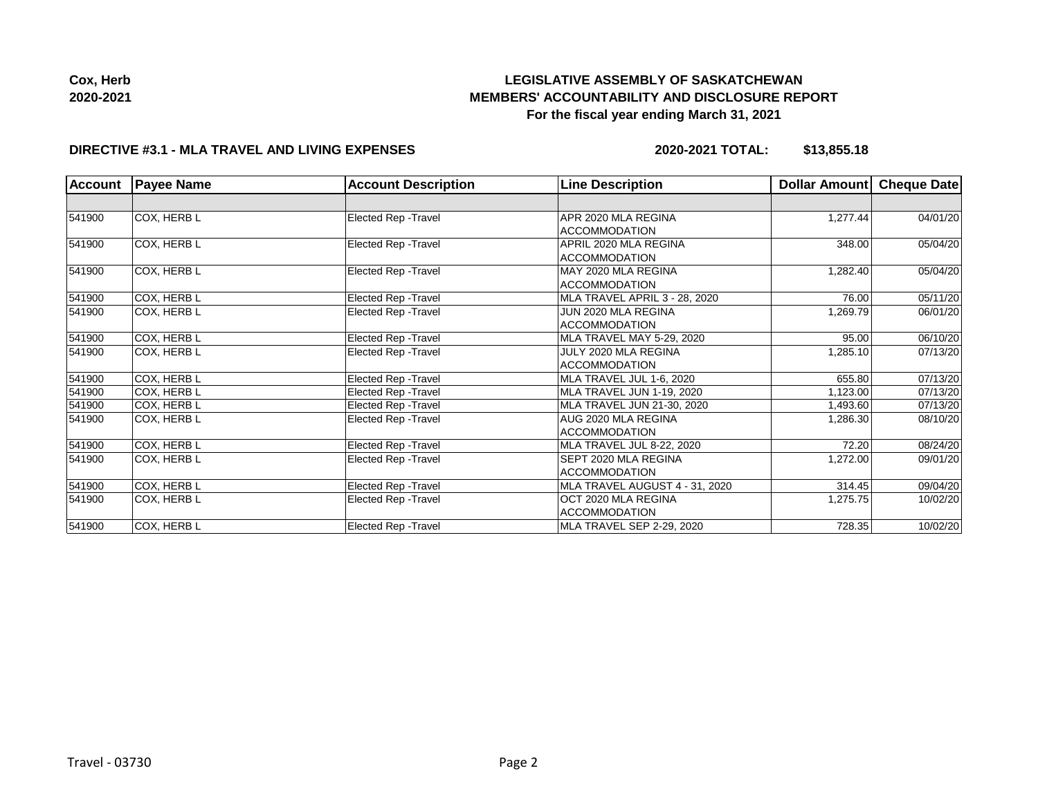**Cox, Herb**
**2020-2021**

# LEGISLATIVE ASSEMBLY OF SASKATCHEWAN
## MEMBERS' ACCOUNTABILITY AND DISCLOSURE REPORT
### For the fiscal year ending March 31, 2021

**DIRECTIVE #3.1 - MLA TRAVEL AND LIVING EXPENSES** **2020-2021 TOTAL: $13,855.18**

| Account | Payee Name | Account Description | Line Description | Dollar Amount | Cheque Date |
|---|---|---|---|---|---|
| | | | | | |
| 541900 | COX, HERB L | Elected Rep -Travel | APR 2020 MLA REGINA ACCOMMODATION | 1,277.44 | 04/01/20 |
| 541900 | COX, HERB L | Elected Rep -Travel | APRIL 2020 MLA REGINA ACCOMMODATION | 348.00 | 05/04/20 |
| 541900 | COX, HERB L | Elected Rep -Travel | MAY 2020 MLA REGINA ACCOMMODATION | 1,282.40 | 05/04/20 |
| 541900 | COX, HERB L | Elected Rep -Travel | MLA TRAVEL APRIL 3 - 28, 2020 | 76.00 | 05/11/20 |
| 541900 | COX, HERB L | Elected Rep -Travel | JUN 2020 MLA REGINA ACCOMMODATION | 1,269.79 | 06/01/20 |
| 541900 | COX, HERB L | Elected Rep -Travel | MLA TRAVEL MAY 5-29, 2020 | 95.00 | 06/10/20 |
| 541900 | COX, HERB L | Elected Rep -Travel | JULY 2020 MLA REGINA ACCOMMODATION | 1,285.10 | 07/13/20 |
| 541900 | COX, HERB L | Elected Rep -Travel | MLA TRAVEL JUL 1-6, 2020 | 655.80 | 07/13/20 |
| 541900 | COX, HERB L | Elected Rep -Travel | MLA TRAVEL JUN 1-19, 2020 | 1,123.00 | 07/13/20 |
| 541900 | COX, HERB L | Elected Rep -Travel | MLA TRAVEL JUN 21-30, 2020 | 1,493.60 | 07/13/20 |
| 541900 | COX, HERB L | Elected Rep -Travel | AUG 2020 MLA REGINA ACCOMMODATION | 1,286.30 | 08/10/20 |
| 541900 | COX, HERB L | Elected Rep -Travel | MLA TRAVEL JUL 8-22, 2020 | 72.20 | 08/24/20 |
| 541900 | COX, HERB L | Elected Rep -Travel | SEPT 2020 MLA REGINA ACCOMMODATION | 1,272.00 | 09/01/20 |
| 541900 | COX, HERB L | Elected Rep -Travel | MLA TRAVEL AUGUST 4 - 31, 2020 | 314.45 | 09/04/20 |
| 541900 | COX, HERB L | Elected Rep -Travel | OCT 2020 MLA REGINA ACCOMMODATION | 1,275.75 | 10/02/20 |
| 541900 | COX, HERB L | Elected Rep -Travel | MLA TRAVEL SEP 2-29, 2020 | 728.35 | 10/02/20 |

Travel - 03730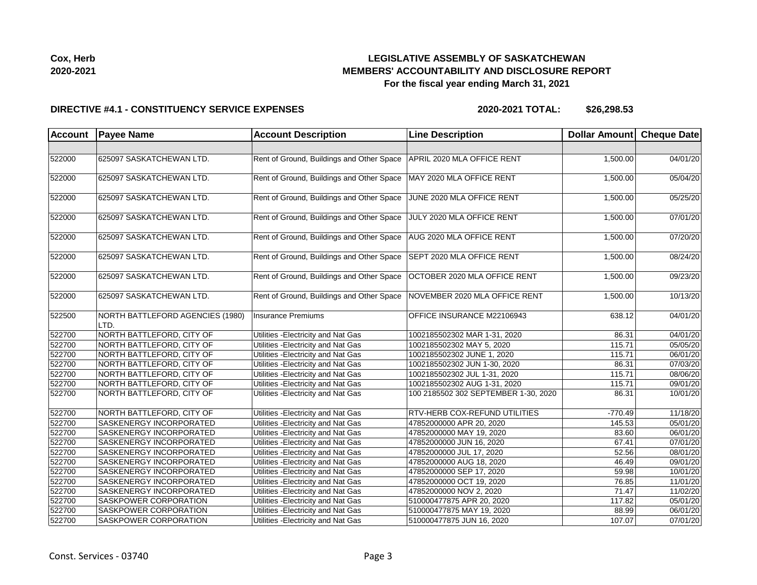**Cox, Herb**
**2020-2021**

# LEGISLATIVE ASSEMBLY OF SASKATCHEWAN
## MEMBERS' ACCOUNTABILITY AND DISCLOSURE REPORT
### For the fiscal year ending March 31, 2021

**DIRECTIVE #4.1 - CONSTITUENCY SERVICE EXPENSES** **2020-2021 TOTAL: $26,298.53**

| Account | Payee Name | Account Description | Line Description | Dollar Amount | Cheque Date |
|---|---|---|---|---|---|
| | | | | | |
| 522000 | 625097 SASKATCHEWAN LTD. | Rent of Ground, Buildings and Other Space | APRIL 2020 MLA OFFICE RENT | 1,500.00 | 04/01/20 |
| 522000 | 625097 SASKATCHEWAN LTD. | Rent of Ground, Buildings and Other Space | MAY 2020 MLA OFFICE RENT | 1,500.00 | 05/04/20 |
| 522000 | 625097 SASKATCHEWAN LTD. | Rent of Ground, Buildings and Other Space | JUNE 2020 MLA OFFICE RENT | 1,500.00 | 05/25/20 |
| 522000 | 625097 SASKATCHEWAN LTD. | Rent of Ground, Buildings and Other Space | JULY 2020 MLA OFFICE RENT | 1,500.00 | 07/01/20 |
| 522000 | 625097 SASKATCHEWAN LTD. | Rent of Ground, Buildings and Other Space | AUG 2020 MLA OFFICE RENT | 1,500.00 | 07/20/20 |
| 522000 | 625097 SASKATCHEWAN LTD. | Rent of Ground, Buildings and Other Space | SEPT 2020 MLA OFFICE RENT | 1,500.00 | 08/24/20 |
| 522000 | 625097 SASKATCHEWAN LTD. | Rent of Ground, Buildings and Other Space | OCTOBER 2020 MLA OFFICE RENT | 1,500.00 | 09/23/20 |
| 522000 | 625097 SASKATCHEWAN LTD. | Rent of Ground, Buildings and Other Space | NOVEMBER 2020 MLA OFFICE RENT | 1,500.00 | 10/13/20 |
| 522500 | NORTH BATTLEFORD AGENCIES (1980) LTD. | Insurance Premiums | OFFICE INSURANCE M22106943 | 638.12 | 04/01/20 |
| 522700 | NORTH BATTLEFORD, CITY OF | Utilities -Electricity and Nat Gas | 1002185502302 MAR 1-31, 2020 | 86.31 | 04/01/20 |
| 522700 | NORTH BATTLEFORD, CITY OF | Utilities -Electricity and Nat Gas | 1002185502302 MAY 5, 2020 | 115.71 | 05/05/20 |
| 522700 | NORTH BATTLEFORD, CITY OF | Utilities -Electricity and Nat Gas | 1002185502302 JUNE 1, 2020 | 115.71 | 06/01/20 |
| 522700 | NORTH BATTLEFORD, CITY OF | Utilities -Electricity and Nat Gas | 1002185502302 JUN 1-30, 2020 | 86.31 | 07/03/20 |
| 522700 | NORTH BATTLEFORD, CITY OF | Utilities -Electricity and Nat Gas | 1002185502302 JUL 1-31, 2020 | 115.71 | 08/06/20 |
| 522700 | NORTH BATTLEFORD, CITY OF | Utilities -Electricity and Nat Gas | 1002185502302 AUG 1-31, 2020 | 115.71 | 09/01/20 |
| 522700 | NORTH BATTLEFORD, CITY OF | Utilities -Electricity and Nat Gas | 100 2185502 302 SEPTEMBER 1-30, 2020 | 86.31 | 10/01/20 |
| 522700 | NORTH BATTLEFORD, CITY OF | Utilities -Electricity and Nat Gas | RTV-HERB COX-REFUND UTILITIES | -770.49 | 11/18/20 |
| 522700 | SASKENERGY INCORPORATED | Utilities -Electricity and Nat Gas | 47852000000 APR 20, 2020 | 145.53 | 05/01/20 |
| 522700 | SASKENERGY INCORPORATED | Utilities -Electricity and Nat Gas | 47852000000 MAY 19, 2020 | 83.60 | 06/01/20 |
| 522700 | SASKENERGY INCORPORATED | Utilities -Electricity and Nat Gas | 47852000000 JUN 16, 2020 | 67.41 | 07/01/20 |
| 522700 | SASKENERGY INCORPORATED | Utilities -Electricity and Nat Gas | 47852000000 JUL 17, 2020 | 52.56 | 08/01/20 |
| 522700 | SASKENERGY INCORPORATED | Utilities -Electricity and Nat Gas | 47852000000 AUG 18, 2020 | 46.49 | 09/01/20 |
| 522700 | SASKENERGY INCORPORATED | Utilities -Electricity and Nat Gas | 47852000000 SEP 17, 2020 | 59.98 | 10/01/20 |
| 522700 | SASKENERGY INCORPORATED | Utilities -Electricity and Nat Gas | 47852000000 OCT 19, 2020 | 76.85 | 11/01/20 |
| 522700 | SASKENERGY INCORPORATED | Utilities -Electricity and Nat Gas | 47852000000 NOV 2, 2020 | 71.47 | 11/02/20 |
| 522700 | SASKPOWER CORPORATION | Utilities -Electricity and Nat Gas | 510000477875 APR 20, 2020 | 117.82 | 05/01/20 |
| 522700 | SASKPOWER CORPORATION | Utilities -Electricity and Nat Gas | 510000477875 MAY 19, 2020 | 88.99 | 06/01/20 |
| 522700 | SASKPOWER CORPORATION | Utilities -Electricity and Nat Gas | 510000477875 JUN 16, 2020 | 107.07 | 07/01/20 |

Const. Services - 03740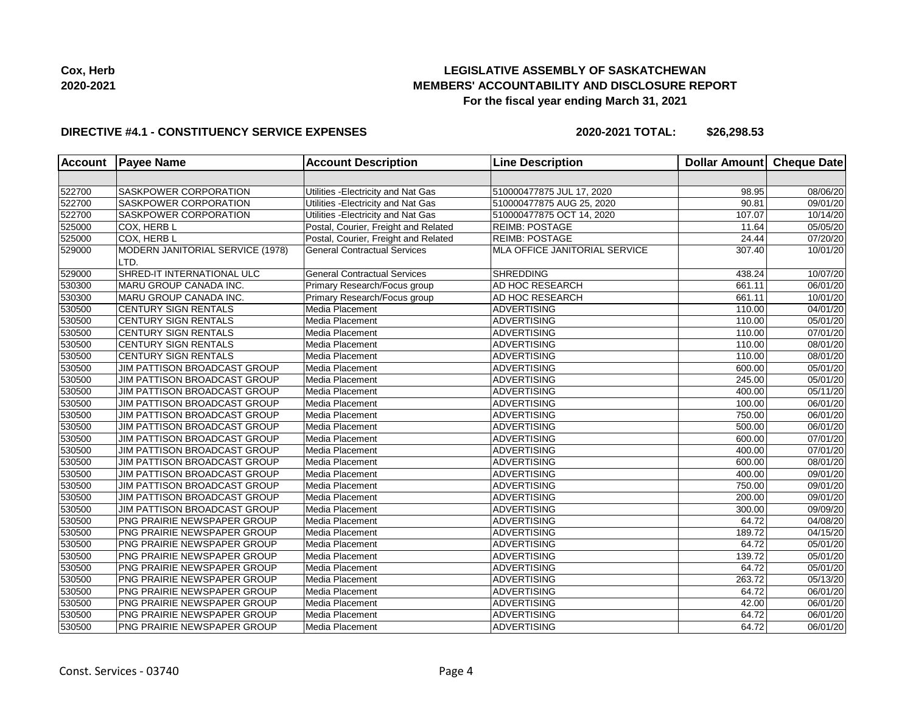**Cox, Herb**
**2020-2021**

**LEGISLATIVE ASSEMBLY OF SASKATCHEWAN**
**MEMBERS' ACCOUNTABILITY AND DISCLOSURE REPORT**
**For the fiscal year ending March 31, 2021**

**DIRECTIVE #4.1 - CONSTITUENCY SERVICE EXPENSES** **2020-2021 TOTAL: $26,298.53**

| Account | Payee Name | Account Description | Line Description | Dollar Amount | Cheque Date |
|---|---|---|---|---|---|
| | | | | | |
| 522700 | SASKPOWER CORPORATION | Utilities -Electricity and Nat Gas | 510000477875 JUL 17, 2020 | 98.95 | 08/06/20 |
| 522700 | SASKPOWER CORPORATION | Utilities -Electricity and Nat Gas | 510000477875 AUG 25, 2020 | 90.81 | 09/01/20 |
| 522700 | SASKPOWER CORPORATION | Utilities -Electricity and Nat Gas | 510000477875 OCT 14, 2020 | 107.07 | 10/14/20 |
| 525000 | COX, HERB L | Postal, Courier, Freight and Related | REIMB: POSTAGE | 11.64 | 05/05/20 |
| 525000 | COX, HERB L | Postal, Courier, Freight and Related | REIMB: POSTAGE | 24.44 | 07/20/20 |
| 529000 | MODERN JANITORIAL SERVICE (1978) LTD. | General Contractual Services | MLA OFFICE JANITORIAL SERVICE | 307.40 | 10/01/20 |
| 529000 | SHRED-IT INTERNATIONAL ULC | General Contractual Services | SHREDDING | 438.24 | 10/07/20 |
| 530300 | MARU GROUP CANADA INC. | Primary Research/Focus group | AD HOC RESEARCH | 661.11 | 06/01/20 |
| 530300 | MARU GROUP CANADA INC. | Primary Research/Focus group | AD HOC RESEARCH | 661.11 | 10/01/20 |
| 530500 | CENTURY SIGN RENTALS | Media Placement | ADVERTISING | 110.00 | 04/01/20 |
| 530500 | CENTURY SIGN RENTALS | Media Placement | ADVERTISING | 110.00 | 05/01/20 |
| 530500 | CENTURY SIGN RENTALS | Media Placement | ADVERTISING | 110.00 | 07/01/20 |
| 530500 | CENTURY SIGN RENTALS | Media Placement | ADVERTISING | 110.00 | 08/01/20 |
| 530500 | CENTURY SIGN RENTALS | Media Placement | ADVERTISING | 110.00 | 08/01/20 |
| 530500 | JIM PATTISON BROADCAST GROUP | Media Placement | ADVERTISING | 600.00 | 05/01/20 |
| 530500 | JIM PATTISON BROADCAST GROUP | Media Placement | ADVERTISING | 245.00 | 05/01/20 |
| 530500 | JIM PATTISON BROADCAST GROUP | Media Placement | ADVERTISING | 400.00 | 05/11/20 |
| 530500 | JIM PATTISON BROADCAST GROUP | Media Placement | ADVERTISING | 100.00 | 06/01/20 |
| 530500 | JIM PATTISON BROADCAST GROUP | Media Placement | ADVERTISING | 750.00 | 06/01/20 |
| 530500 | JIM PATTISON BROADCAST GROUP | Media Placement | ADVERTISING | 500.00 | 06/01/20 |
| 530500 | JIM PATTISON BROADCAST GROUP | Media Placement | ADVERTISING | 600.00 | 07/01/20 |
| 530500 | JIM PATTISON BROADCAST GROUP | Media Placement | ADVERTISING | 400.00 | 07/01/20 |
| 530500 | JIM PATTISON BROADCAST GROUP | Media Placement | ADVERTISING | 600.00 | 08/01/20 |
| 530500 | JIM PATTISON BROADCAST GROUP | Media Placement | ADVERTISING | 400.00 | 09/01/20 |
| 530500 | JIM PATTISON BROADCAST GROUP | Media Placement | ADVERTISING | 750.00 | 09/01/20 |
| 530500 | JIM PATTISON BROADCAST GROUP | Media Placement | ADVERTISING | 200.00 | 09/01/20 |
| 530500 | JIM PATTISON BROADCAST GROUP | Media Placement | ADVERTISING | 300.00 | 09/09/20 |
| 530500 | PNG PRAIRIE NEWSPAPER GROUP | Media Placement | ADVERTISING | 64.72 | 04/08/20 |
| 530500 | PNG PRAIRIE NEWSPAPER GROUP | Media Placement | ADVERTISING | 189.72 | 04/15/20 |
| 530500 | PNG PRAIRIE NEWSPAPER GROUP | Media Placement | ADVERTISING | 64.72 | 05/01/20 |
| 530500 | PNG PRAIRIE NEWSPAPER GROUP | Media Placement | ADVERTISING | 139.72 | 05/01/20 |
| 530500 | PNG PRAIRIE NEWSPAPER GROUP | Media Placement | ADVERTISING | 64.72 | 05/01/20 |
| 530500 | PNG PRAIRIE NEWSPAPER GROUP | Media Placement | ADVERTISING | 263.72 | 05/13/20 |
| 530500 | PNG PRAIRIE NEWSPAPER GROUP | Media Placement | ADVERTISING | 64.72 | 06/01/20 |
| 530500 | PNG PRAIRIE NEWSPAPER GROUP | Media Placement | ADVERTISING | 42.00 | 06/01/20 |
| 530500 | PNG PRAIRIE NEWSPAPER GROUP | Media Placement | ADVERTISING | 64.72 | 06/01/20 |
| 530500 | PNG PRAIRIE NEWSPAPER GROUP | Media Placement | ADVERTISING | 64.72 | 06/01/20 |

Const. Services - 03740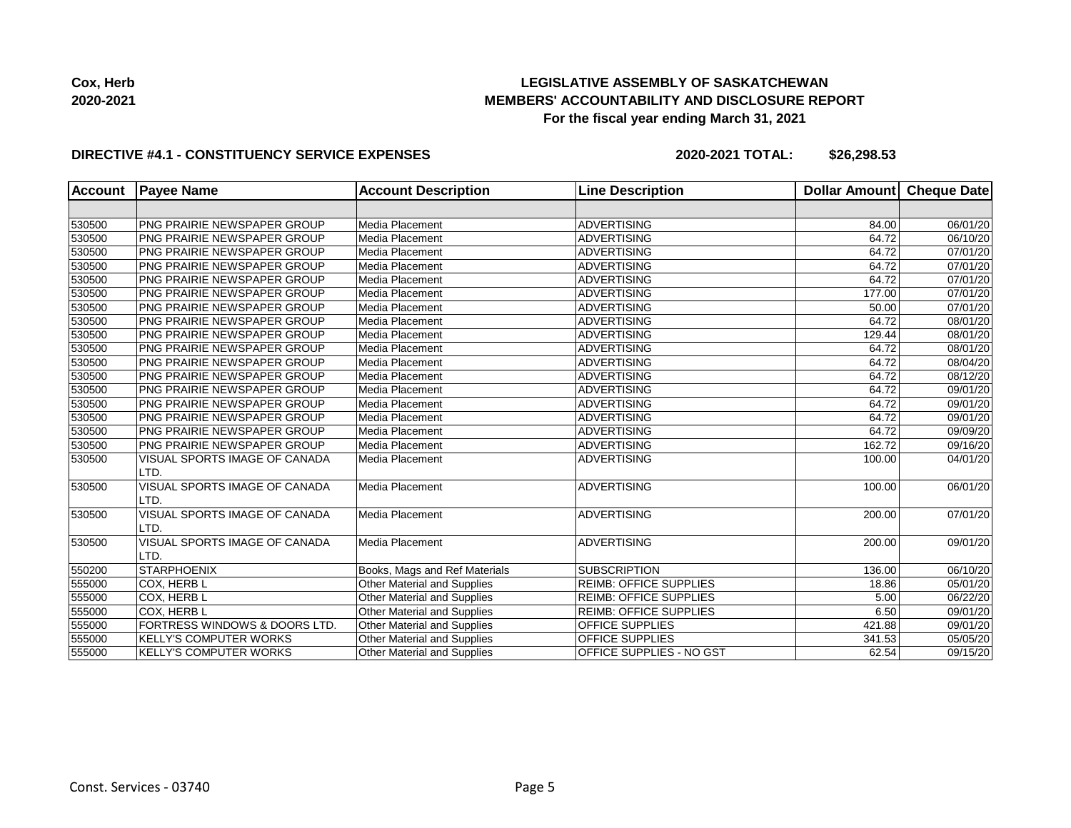**Cox, Herb**
**2020-2021**

**LEGISLATIVE ASSEMBLY OF SASKATCHEWAN**
**MEMBERS' ACCOUNTABILITY AND DISCLOSURE REPORT**
**For the fiscal year ending March 31, 2021**

**DIRECTIVE #4.1 - CONSTITUENCY SERVICE EXPENSES** **2020-2021 TOTAL: $26,298.53**

| Account | Payee Name | Account Description | Line Description | Dollar Amount | Cheque Date |
|---|---|---|---|---|---|
| | | | | | |
| 530500 | PNG PRAIRIE NEWSPAPER GROUP | Media Placement | ADVERTISING | 84.00 | 06/01/20 |
| 530500 | PNG PRAIRIE NEWSPAPER GROUP | Media Placement | ADVERTISING | 64.72 | 06/10/20 |
| 530500 | PNG PRAIRIE NEWSPAPER GROUP | Media Placement | ADVERTISING | 64.72 | 07/01/20 |
| 530500 | PNG PRAIRIE NEWSPAPER GROUP | Media Placement | ADVERTISING | 64.72 | 07/01/20 |
| 530500 | PNG PRAIRIE NEWSPAPER GROUP | Media Placement | ADVERTISING | 64.72 | 07/01/20 |
| 530500 | PNG PRAIRIE NEWSPAPER GROUP | Media Placement | ADVERTISING | 177.00 | 07/01/20 |
| 530500 | PNG PRAIRIE NEWSPAPER GROUP | Media Placement | ADVERTISING | 50.00 | 07/01/20 |
| 530500 | PNG PRAIRIE NEWSPAPER GROUP | Media Placement | ADVERTISING | 64.72 | 08/01/20 |
| 530500 | PNG PRAIRIE NEWSPAPER GROUP | Media Placement | ADVERTISING | 129.44 | 08/01/20 |
| 530500 | PNG PRAIRIE NEWSPAPER GROUP | Media Placement | ADVERTISING | 64.72 | 08/01/20 |
| 530500 | PNG PRAIRIE NEWSPAPER GROUP | Media Placement | ADVERTISING | 64.72 | 08/04/20 |
| 530500 | PNG PRAIRIE NEWSPAPER GROUP | Media Placement | ADVERTISING | 64.72 | 08/12/20 |
| 530500 | PNG PRAIRIE NEWSPAPER GROUP | Media Placement | ADVERTISING | 64.72 | 09/01/20 |
| 530500 | PNG PRAIRIE NEWSPAPER GROUP | Media Placement | ADVERTISING | 64.72 | 09/01/20 |
| 530500 | PNG PRAIRIE NEWSPAPER GROUP | Media Placement | ADVERTISING | 64.72 | 09/01/20 |
| 530500 | PNG PRAIRIE NEWSPAPER GROUP | Media Placement | ADVERTISING | 64.72 | 09/09/20 |
| 530500 | PNG PRAIRIE NEWSPAPER GROUP | Media Placement | ADVERTISING | 162.72 | 09/16/20 |
| 530500 | VISUAL SPORTS IMAGE OF CANADA LTD. | Media Placement | ADVERTISING | 100.00 | 04/01/20 |
| 530500 | VISUAL SPORTS IMAGE OF CANADA LTD. | Media Placement | ADVERTISING | 100.00 | 06/01/20 |
| 530500 | VISUAL SPORTS IMAGE OF CANADA LTD. | Media Placement | ADVERTISING | 200.00 | 07/01/20 |
| 530500 | VISUAL SPORTS IMAGE OF CANADA LTD. | Media Placement | ADVERTISING | 200.00 | 09/01/20 |
| 550200 | STARPHOENIX | Books, Mags and Ref Materials | SUBSCRIPTION | 136.00 | 06/10/20 |
| 555000 | COX, HERB L | Other Material and Supplies | REIMB: OFFICE SUPPLIES | 18.86 | 05/01/20 |
| 555000 | COX, HERB L | Other Material and Supplies | REIMB: OFFICE SUPPLIES | 5.00 | 06/22/20 |
| 555000 | COX, HERB L | Other Material and Supplies | REIMB: OFFICE SUPPLIES | 6.50 | 09/01/20 |
| 555000 | FORTRESS WINDOWS & DOORS LTD. | Other Material and Supplies | OFFICE SUPPLIES | 421.88 | 09/01/20 |
| 555000 | KELLY'S COMPUTER WORKS | Other Material and Supplies | OFFICE SUPPLIES | 341.53 | 05/05/20 |
| 555000 | KELLY'S COMPUTER WORKS | Other Material and Supplies | OFFICE SUPPLIES - NO GST | 62.54 | 09/15/20 |

Const. Services - 03740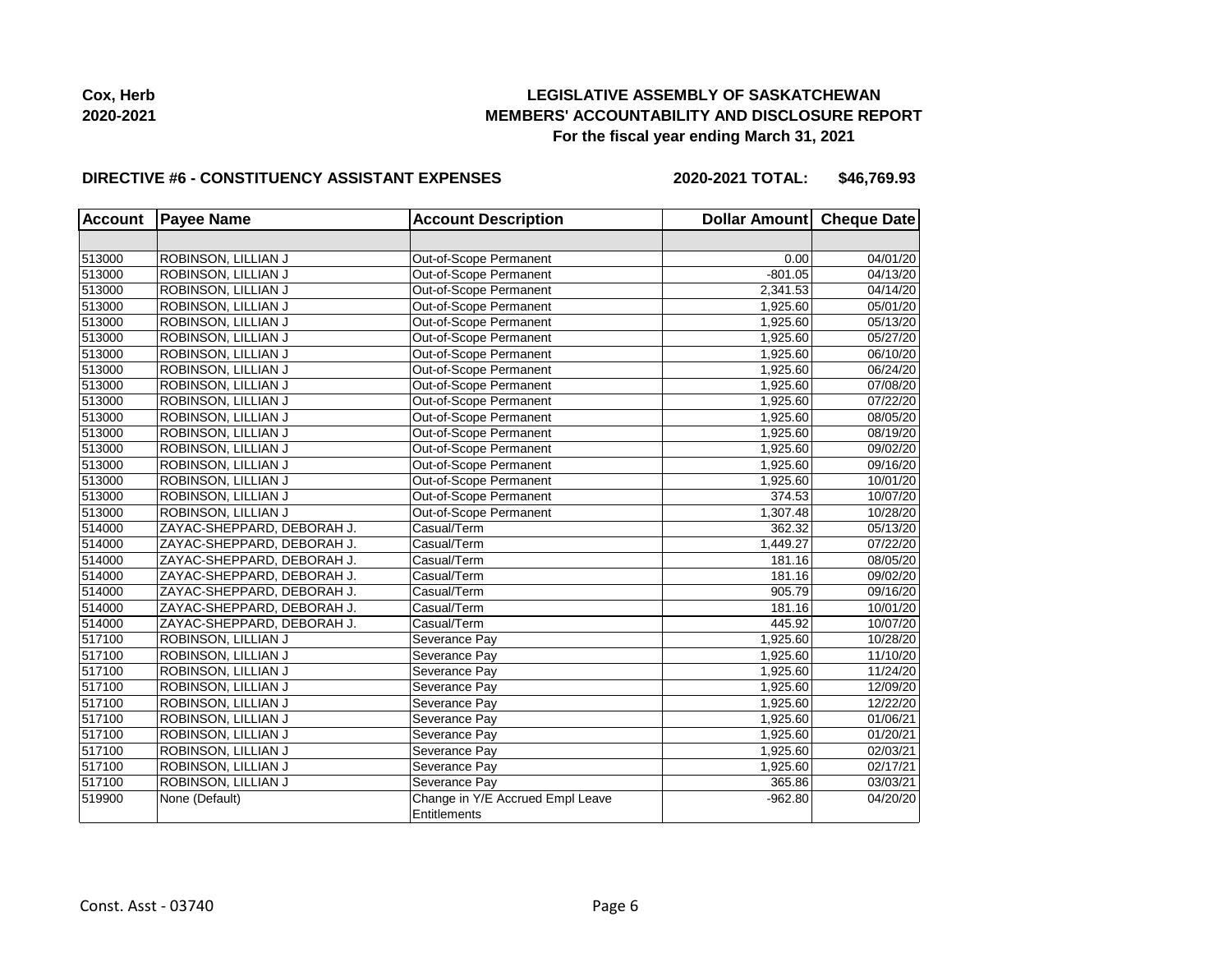**Cox, Herb**
**2020-2021**

**LEGISLATIVE ASSEMBLY OF SASKATCHEWAN**
**MEMBERS' ACCOUNTABILITY AND DISCLOSURE REPORT**
**For the fiscal year ending March 31, 2021**

**DIRECTIVE #6 - CONSTITUENCY ASSISTANT EXPENSES** **2020-2021 TOTAL: $46,769.93**

| Account | Payee Name | Account Description | Dollar Amount | Cheque Date |
|---|---|---|---|---|
| | | | | |
| 513000 | ROBINSON, LILLIAN J | Out-of-Scope Permanent | 0.00 | 04/01/20 |
| 513000 | ROBINSON, LILLIAN J | Out-of-Scope Permanent | -801.05 | 04/13/20 |
| 513000 | ROBINSON, LILLIAN J | Out-of-Scope Permanent | 2,341.53 | 04/14/20 |
| 513000 | ROBINSON, LILLIAN J | Out-of-Scope Permanent | 1,925.60 | 05/01/20 |
| 513000 | ROBINSON, LILLIAN J | Out-of-Scope Permanent | 1,925.60 | 05/13/20 |
| 513000 | ROBINSON, LILLIAN J | Out-of-Scope Permanent | 1,925.60 | 05/27/20 |
| 513000 | ROBINSON, LILLIAN J | Out-of-Scope Permanent | 1,925.60 | 06/10/20 |
| 513000 | ROBINSON, LILLIAN J | Out-of-Scope Permanent | 1,925.60 | 06/24/20 |
| 513000 | ROBINSON, LILLIAN J | Out-of-Scope Permanent | 1,925.60 | 07/08/20 |
| 513000 | ROBINSON, LILLIAN J | Out-of-Scope Permanent | 1,925.60 | 07/22/20 |
| 513000 | ROBINSON, LILLIAN J | Out-of-Scope Permanent | 1,925.60 | 08/05/20 |
| 513000 | ROBINSON, LILLIAN J | Out-of-Scope Permanent | 1,925.60 | 08/19/20 |
| 513000 | ROBINSON, LILLIAN J | Out-of-Scope Permanent | 1,925.60 | 09/02/20 |
| 513000 | ROBINSON, LILLIAN J | Out-of-Scope Permanent | 1,925.60 | 09/16/20 |
| 513000 | ROBINSON, LILLIAN J | Out-of-Scope Permanent | 1,925.60 | 10/01/20 |
| 513000 | ROBINSON, LILLIAN J | Out-of-Scope Permanent | 374.53 | 10/07/20 |
| 513000 | ROBINSON, LILLIAN J | Out-of-Scope Permanent | 1,307.48 | 10/28/20 |
| 514000 | ZAYAC-SHEPPARD, DEBORAH J. | Casual/Term | 362.32 | 05/13/20 |
| 514000 | ZAYAC-SHEPPARD, DEBORAH J. | Casual/Term | 1,449.27 | 07/22/20 |
| 514000 | ZAYAC-SHEPPARD, DEBORAH J. | Casual/Term | 181.16 | 08/05/20 |
| 514000 | ZAYAC-SHEPPARD, DEBORAH J. | Casual/Term | 181.16 | 09/02/20 |
| 514000 | ZAYAC-SHEPPARD, DEBORAH J. | Casual/Term | 905.79 | 09/16/20 |
| 514000 | ZAYAC-SHEPPARD, DEBORAH J. | Casual/Term | 181.16 | 10/01/20 |
| 514000 | ZAYAC-SHEPPARD, DEBORAH J. | Casual/Term | 445.92 | 10/07/20 |
| 517100 | ROBINSON, LILLIAN J | Severance Pay | 1,925.60 | 10/28/20 |
| 517100 | ROBINSON, LILLIAN J | Severance Pay | 1,925.60 | 11/10/20 |
| 517100 | ROBINSON, LILLIAN J | Severance Pay | 1,925.60 | 11/24/20 |
| 517100 | ROBINSON, LILLIAN J | Severance Pay | 1,925.60 | 12/09/20 |
| 517100 | ROBINSON, LILLIAN J | Severance Pay | 1,925.60 | 12/22/20 |
| 517100 | ROBINSON, LILLIAN J | Severance Pay | 1,925.60 | 01/06/21 |
| 517100 | ROBINSON, LILLIAN J | Severance Pay | 1,925.60 | 01/20/21 |
| 517100 | ROBINSON, LILLIAN J | Severance Pay | 1,925.60 | 02/03/21 |
| 517100 | ROBINSON, LILLIAN J | Severance Pay | 1,925.60 | 02/17/21 |
| 517100 | ROBINSON, LILLIAN J | Severance Pay | 365.86 | 03/03/21 |
| 519900 | None (Default) | Change in Y/E Accrued Empl Leave Entitlements | -962.80 | 04/20/20 |

Const. Asst - 03740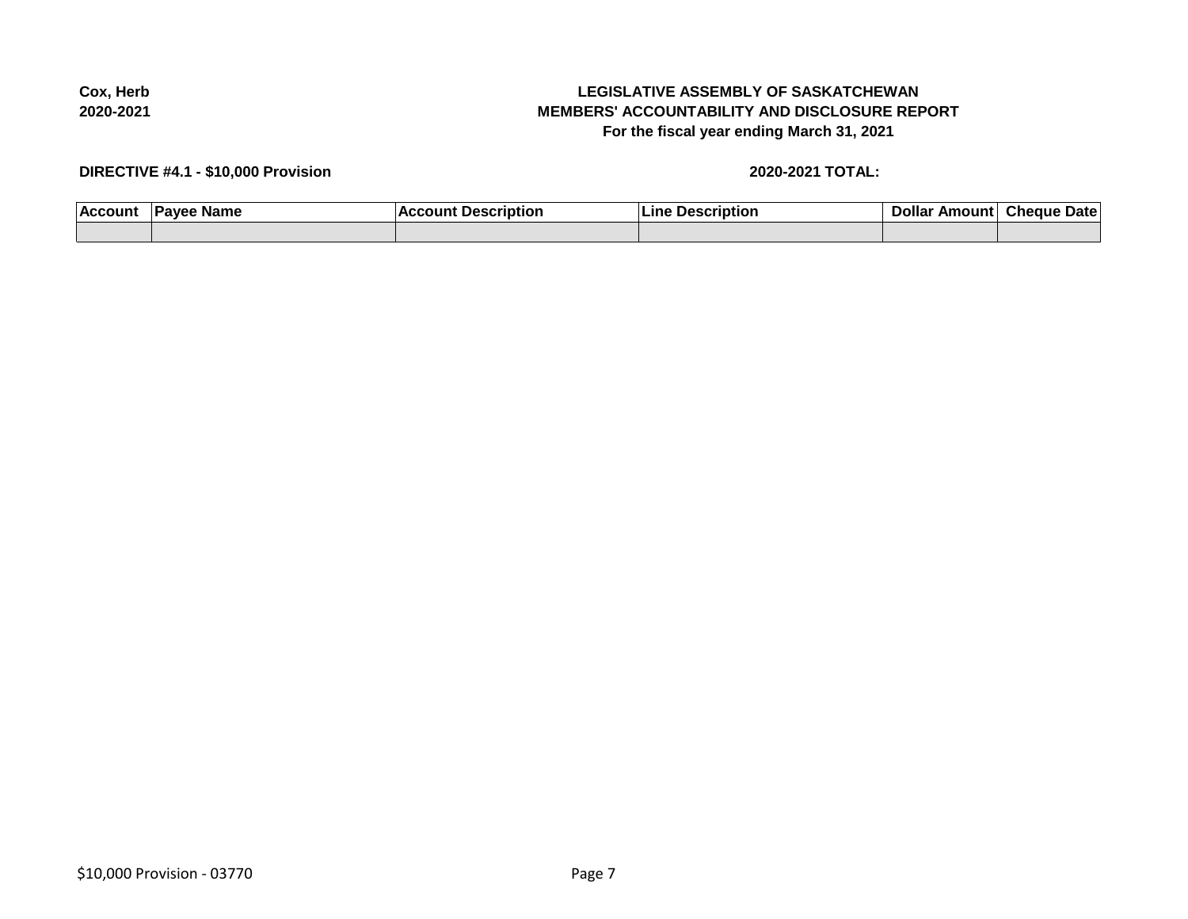**Cox, Herb**
**2020-2021**

**LEGISLATIVE ASSEMBLY OF SASKATCHEWAN**
**MEMBERS' ACCOUNTABILITY AND DISCLOSURE REPORT**
**For the fiscal year ending March 31, 2021**

**DIRECTIVE #4.1 - $10,000 Provision**

**2020-2021 TOTAL:**

| Account | Payee Name | Account Description | Line Description | Dollar Amount | Cheque Date |
|---|---|---|---|---|---|
| | | | | | |

$10,000 Provision - 03770